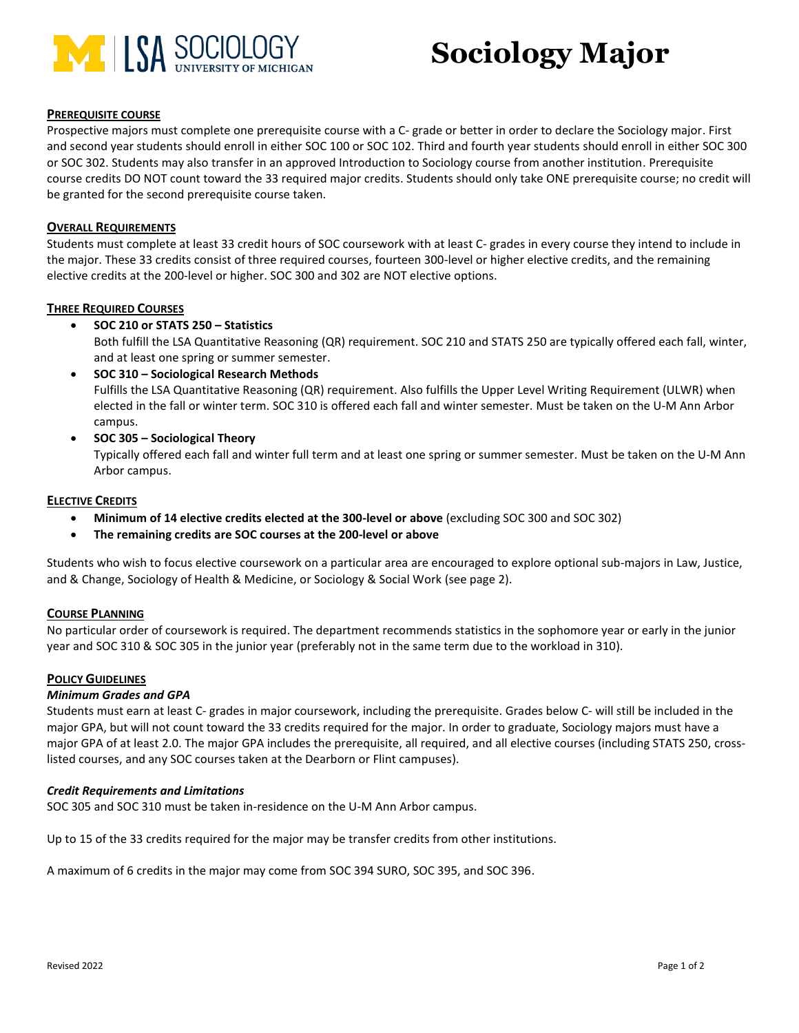LSA SOCIOLOGY
UNIVERSITY OF MICHIGAN

# Sociology Major

## PREREQUISITE COURSE

Prospective majors must complete one prerequisite course with a C- grade or better in order to declare the Sociology major. First and second year students should enroll in either SOC 100 or SOC 102. Third and fourth year students should enroll in either SOC 300 or SOC 302. Students may also transfer in an approved Introduction to Sociology course from another institution. Prerequisite course credits DO NOT count toward the 33 required major credits. Students should only take ONE prerequisite course; no credit will be granted for the second prerequisite course taken.

## OVERALL REQUIREMENTS

Students must complete at least 33 credit hours of SOC coursework with at least C- grades in every course they intend to include in the major. These 33 credits consist of three required courses, fourteen 300-level or higher elective credits, and the remaining elective credits at the 200-level or higher. SOC 300 and 302 are NOT elective options.

## THREE REQUIRED COURSES

- **SOC 210 or STATS 250 – Statistics**
  Both fulfill the LSA Quantitative Reasoning (QR) requirement. SOC 210 and STATS 250 are typically offered each fall, winter, and at least one spring or summer semester.
- **SOC 310 – Sociological Research Methods**
  Fulfills the LSA Quantitative Reasoning (QR) requirement. Also fulfills the Upper Level Writing Requirement (ULWR) when elected in the fall or winter term. SOC 310 is offered each fall and winter semester. Must be taken on the U-M Ann Arbor campus.
- **SOC 305 – Sociological Theory**
  Typically offered each fall and winter full term and at least one spring or summer semester. Must be taken on the U-M Ann Arbor campus.

## ELECTIVE CREDITS

- **Minimum of 14 elective credits elected at the 300-level or above** (excluding SOC 300 and SOC 302)
- **The remaining credits are SOC courses at the 200-level or above**

Students who wish to focus elective coursework on a particular area are encouraged to explore optional sub-majors in Law, Justice, and & Change, Sociology of Health & Medicine, or Sociology & Social Work (see page 2).

## COURSE PLANNING

No particular order of coursework is required. The department recommends statistics in the sophomore year or early in the junior year and SOC 310 & SOC 305 in the junior year (preferably not in the same term due to the workload in 310).

## POLICY GUIDELINES

### *Minimum Grades and GPA*

Students must earn at least C- grades in major coursework, including the prerequisite. Grades below C- will still be included in the major GPA, but will not count toward the 33 credits required for the major. In order to graduate, Sociology majors must have a major GPA of at least 2.0. The major GPA includes the prerequisite, all required, and all elective courses (including STATS 250, cross-listed courses, and any SOC courses taken at the Dearborn or Flint campuses).

### *Credit Requirements and Limitations*

SOC 305 and SOC 310 must be taken in-residence on the U-M Ann Arbor campus.

Up to 15 of the 33 credits required for the major may be transfer credits from other institutions.

A maximum of 6 credits in the major may come from SOC 394 SURO, SOC 395, and SOC 396.

Revised 2022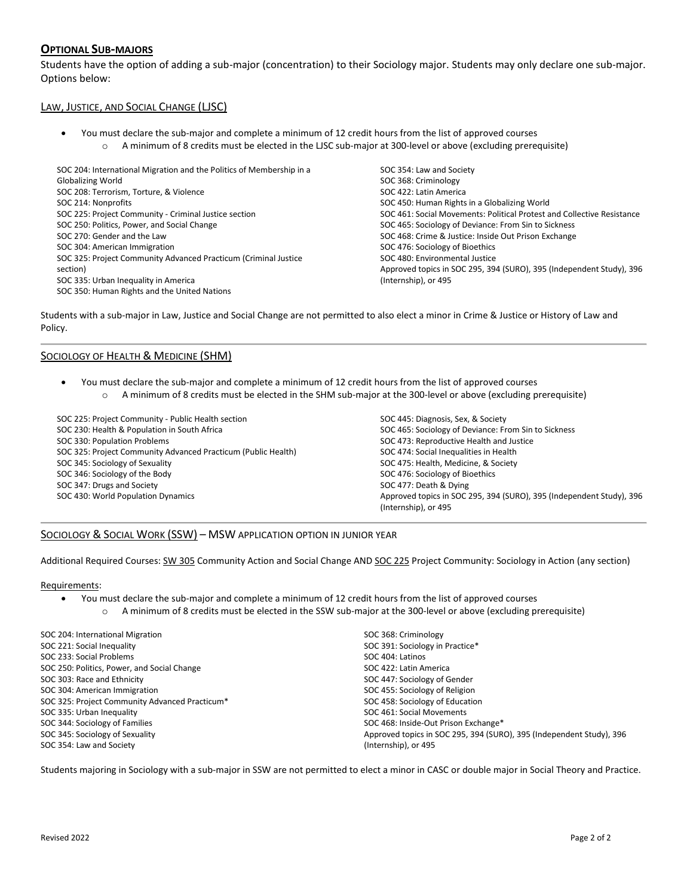## Optional Sub-majors

Students have the option of adding a sub-major (concentration) to their Sociology major. Students may only declare one sub-major. Options below:

### Law, Justice, and Social Change (LJSC)

- You must declare the sub-major and complete a minimum of 12 credit hours from the list of approved courses
    - A minimum of 8 credits must be elected in the LJSC sub-major at 300-level or above (excluding prerequisite)

SOC 204: International Migration and the Politics of Membership in a Globalizing World
SOC 208: Terrorism, Torture, & Violence
SOC 214: Nonprofits
SOC 225: Project Community - Criminal Justice section
SOC 250: Politics, Power, and Social Change
SOC 270: Gender and the Law
SOC 304: American Immigration
SOC 325: Project Community Advanced Practicum (Criminal Justice section)
SOC 335: Urban Inequality in America
SOC 350: Human Rights and the United Nations
SOC 354: Law and Society
SOC 368: Criminology
SOC 422: Latin America
SOC 450: Human Rights in a Globalizing World
SOC 461: Social Movements: Political Protest and Collective Resistance
SOC 465: Sociology of Deviance: From Sin to Sickness
SOC 468: Crime & Justice: Inside Out Prison Exchange
SOC 476: Sociology of Bioethics
SOC 480: Environmental Justice
Approved topics in SOC 295, 394 (SURO), 395 (Independent Study), 396 (Internship), or 495

Students with a sub-major in Law, Justice and Social Change are not permitted to also elect a minor in Crime & Justice or History of Law and Policy.

### Sociology of Health & Medicine (SHM)

- You must declare the sub-major and complete a minimum of 12 credit hours from the list of approved courses
    - A minimum of 8 credits must be elected in the SHM sub-major at the 300-level or above (excluding prerequisite)

SOC 225: Project Community - Public Health section
SOC 230: Health & Population in South Africa
SOC 330: Population Problems
SOC 325: Project Community Advanced Practicum (Public Health)
SOC 345: Sociology of Sexuality
SOC 346: Sociology of the Body
SOC 347: Drugs and Society
SOC 430: World Population Dynamics
SOC 445: Diagnosis, Sex, & Society
SOC 465: Sociology of Deviance: From Sin to Sickness
SOC 473: Reproductive Health and Justice
SOC 474: Social Inequalities in Health
SOC 475: Health, Medicine, & Society
SOC 476: Sociology of Bioethics
SOC 477: Death & Dying
Approved topics in SOC 295, 394 (SURO), 395 (Independent Study), 396 (Internship), or 495

### Sociology & Social Work (SSW) – MSW Application Option in Junior Year

Additional Required Courses: SW 305 Community Action and Social Change AND SOC 225 Project Community: Sociology in Action (any section)

Requirements:

- You must declare the sub-major and complete a minimum of 12 credit hours from the list of approved courses
    - A minimum of 8 credits must be elected in the SSW sub-major at the 300-level or above (excluding prerequisite)

SOC 204: International Migration
SOC 221: Social Inequality
SOC 233: Social Problems
SOC 250: Politics, Power, and Social Change
SOC 303: Race and Ethnicity
SOC 304: American Immigration
SOC 325: Project Community Advanced Practicum*
SOC 335: Urban Inequality
SOC 344: Sociology of Families
SOC 345: Sociology of Sexuality
SOC 354: Law and Society
SOC 368: Criminology
SOC 391: Sociology in Practice*
SOC 404: Latinos
SOC 422: Latin America
SOC 447: Sociology of Gender
SOC 455: Sociology of Religion
SOC 458: Sociology of Education
SOC 461: Social Movements
SOC 468: Inside-Out Prison Exchange*
Approved topics in SOC 295, 394 (SURO), 395 (Independent Study), 396 (Internship), or 495

Students majoring in Sociology with a sub-major in SSW are not permitted to elect a minor in CASC or double major in Social Theory and Practice.

Revised 2022